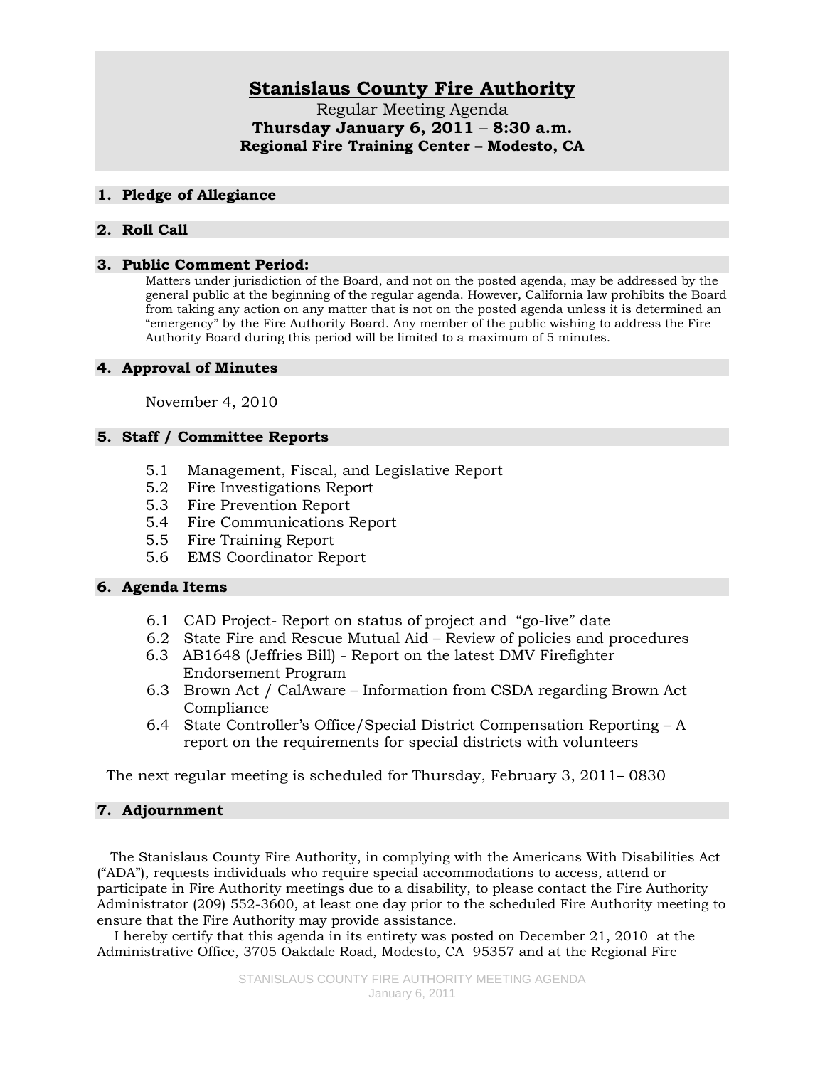# Stanislaus County Fire Authority

Regular Meeting Agenda
**Thursday January 6, 2011 – 8:30 a.m.**
**Regional Fire Training Center – Modesto, CA**

## 1. Pledge of Allegiance

## 2. Roll Call

## 3. Public Comment Period:

Matters under jurisdiction of the Board, and not on the posted agenda, may be addressed by the general public at the beginning of the regular agenda. However, California law prohibits the Board from taking any action on any matter that is not on the posted agenda unless it is determined an "emergency" by the Fire Authority Board. Any member of the public wishing to address the Fire Authority Board during this period will be limited to a maximum of 5 minutes.

## 4. Approval of Minutes

November 4, 2010

## 5. Staff / Committee Reports

- 5.1 Management, Fiscal, and Legislative Report
- 5.2 Fire Investigations Report
- 5.3 Fire Prevention Report
- 5.4 Fire Communications Report
- 5.5 Fire Training Report
- 5.6 EMS Coordinator Report

## 6. Agenda Items

- 6.1 CAD Project- Report on status of project and "go-live" date
- 6.2 State Fire and Rescue Mutual Aid – Review of policies and procedures
- 6.3 AB1648 (Jeffries Bill) - Report on the latest DMV Firefighter Endorsement Program
- 6.3 Brown Act / CalAware – Information from CSDA regarding Brown Act Compliance
- 6.4 State Controller's Office/Special District Compensation Reporting – A report on the requirements for special districts with volunteers

The next regular meeting is scheduled for Thursday, February 3, 2011– 0830

## 7. Adjournment

The Stanislaus County Fire Authority, in complying with the Americans With Disabilities Act ("ADA"), requests individuals who require special accommodations to access, attend or participate in Fire Authority meetings due to a disability, to please contact the Fire Authority Administrator (209) 552-3600, at least one day prior to the scheduled Fire Authority meeting to ensure that the Fire Authority may provide assistance.

I hereby certify that this agenda in its entirety was posted on December 21, 2010 at the Administrative Office, 3705 Oakdale Road, Modesto, CA 95357 and at the Regional Fire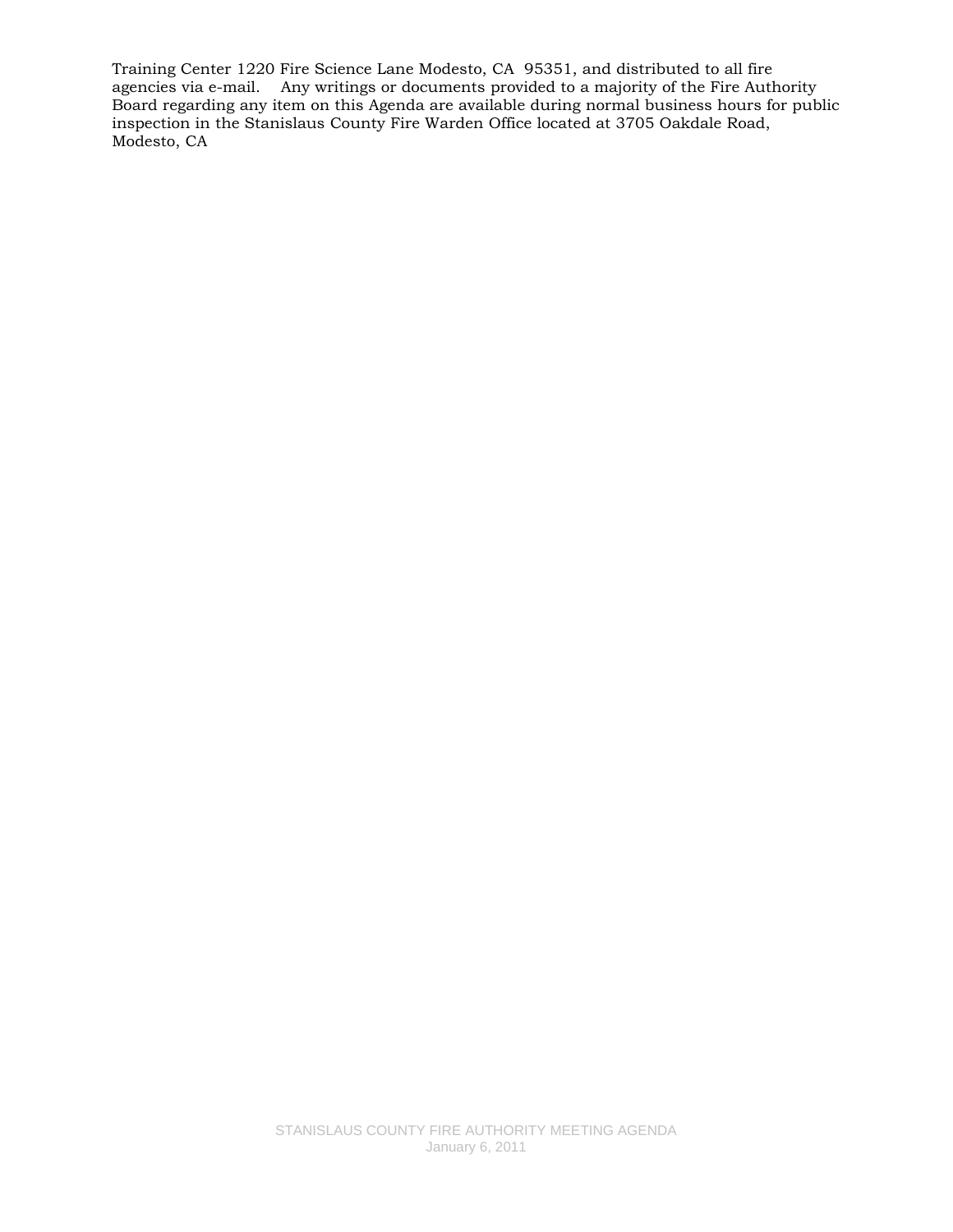Training Center 1220 Fire Science Lane Modesto, CA 95351, and distributed to all fire agencies via e-mail. Any writings or documents provided to a majority of the Fire Authority Board regarding any item on this Agenda are available during normal business hours for public inspection in the Stanislaus County Fire Warden Office located at 3705 Oakdale Road, Modesto, CA